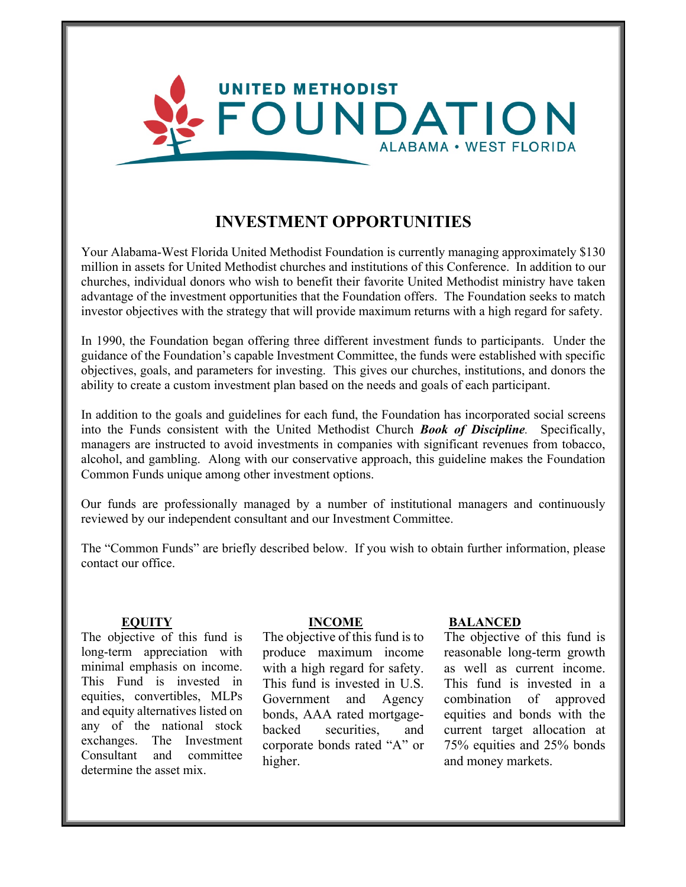UNITED METHODIST

# FOUNDATION

ALABAMA • WEST FLORIDA

## INVESTMENT OPPORTUNITIES

Your Alabama-West Florida United Methodist Foundation is currently managing approximately $130 million in assets for United Methodist churches and institutions of this Conference. In addition to our churches, individual donors who wish to benefit their favorite United Methodist ministry have taken advantage of the investment opportunities that the Foundation offers. The Foundation seeks to match investor objectives with the strategy that will provide maximum returns with a high regard for safety.

In 1990, the Foundation began offering three different investment funds to participants. Under the guidance of the Foundation's capable Investment Committee, the funds were established with specific objectives, goals, and parameters for investing. This gives our churches, institutions, and donors the ability to create a custom investment plan based on the needs and goals of each participant.

In addition to the goals and guidelines for each fund, the Foundation has incorporated social screens into the Funds consistent with the United Methodist Church ***Book of Discipline****.* Specifically, managers are instructed to avoid investments in companies with significant revenues from tobacco, alcohol, and gambling. Along with our conservative approach, this guideline makes the Foundation Common Funds unique among other investment options.

Our funds are professionally managed by a number of institutional managers and continuously reviewed by our independent consultant and our Investment Committee.

The "Common Funds" are briefly described below. If you wish to obtain further information, please contact our office.

**EQUITY**

The objective of this fund is long-term appreciation with minimal emphasis on income. This Fund is invested in equities, convertibles, MLPs and equity alternatives listed on any of the national stock exchanges. The Investment Consultant and committee determine the asset mix.

**INCOME**

The objective of this fund is to produce maximum income with a high regard for safety. This fund is invested in U.S. Government and Agency bonds, AAA rated mortgage-backed securities, and corporate bonds rated "A" or higher.

**BALANCED**

The objective of this fund is reasonable long-term growth as well as current income. This fund is invested in a combination of approved equities and bonds with the current target allocation at 75% equities and 25% bonds and money markets.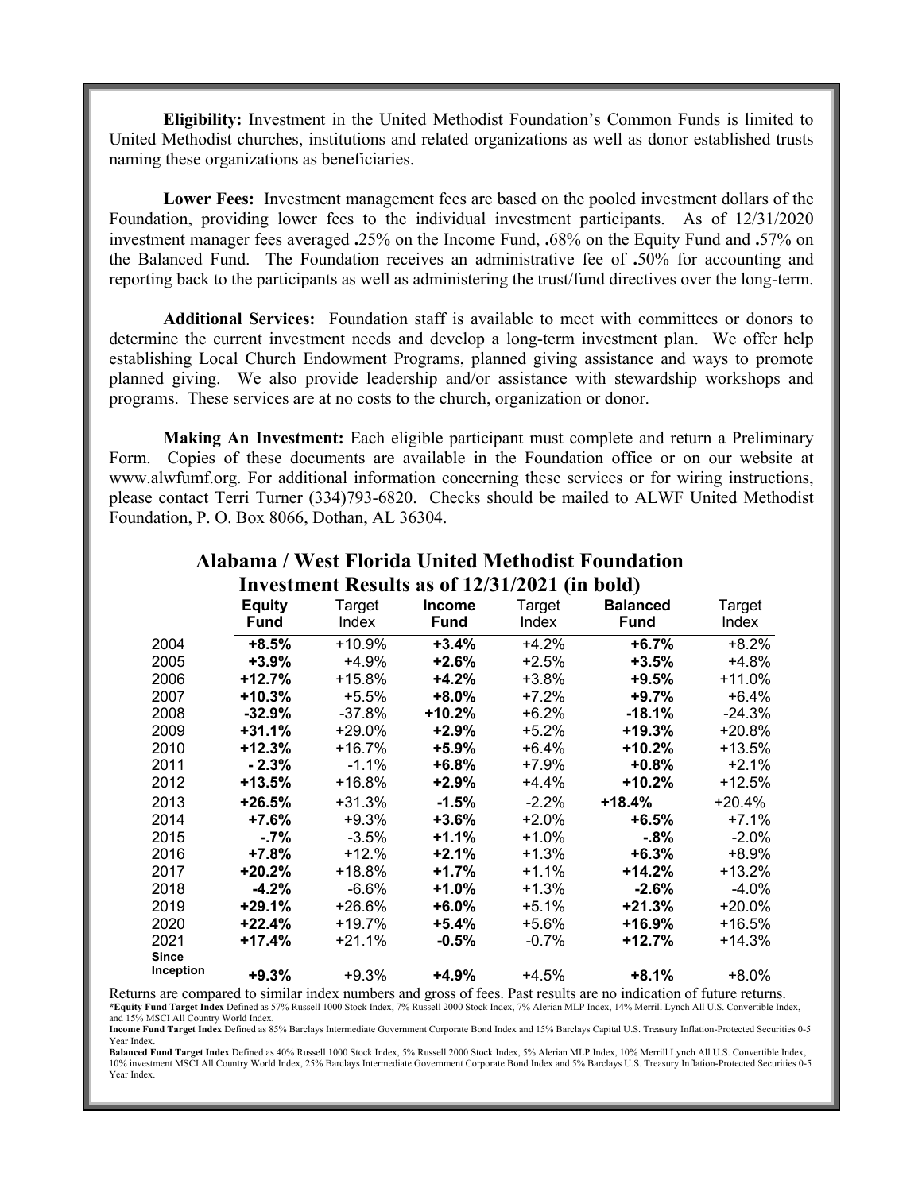**Eligibility:** Investment in the United Methodist Foundation's Common Funds is limited to United Methodist churches, institutions and related organizations as well as donor established trusts naming these organizations as beneficiaries.

**Lower Fees:** Investment management fees are based on the pooled investment dollars of the Foundation, providing lower fees to the individual investment participants. As of 12/31/2020 investment manager fees averaged **.**25% on the Income Fund, **.**68% on the Equity Fund and **.**57% on the Balanced Fund. The Foundation receives an administrative fee of **.**50% for accounting and reporting back to the participants as well as administering the trust/fund directives over the long-term.

**Additional Services:** Foundation staff is available to meet with committees or donors to determine the current investment needs and develop a long-term investment plan. We offer help establishing Local Church Endowment Programs, planned giving assistance and ways to promote planned giving. We also provide leadership and/or assistance with stewardship workshops and programs. These services are at no costs to the church, organization or donor.

**Making An Investment:** Each eligible participant must complete and return a Preliminary Form. Copies of these documents are available in the Foundation office or on our website at www.alwfumf.org. For additional information concerning these services or for wiring instructions, please contact Terri Turner (334)793-6820. Checks should be mailed to ALWF United Methodist Foundation, P. O. Box 8066, Dothan, AL 36304.

## Alabama / West Florida United Methodist Foundation Investment Results as of 12/31/2021 (in bold)

| | **Equity Fund** | Target Index | **Income Fund** | Target Index | **Balanced Fund** | Target Index |
|---|---|---|---|---|---|---|
| 2004 | **+8.5%** | +10.9% | **+3.4%** | +4.2% | **+6.7%** | +8.2% |
| 2005 | **+3.9%** | +4.9% | **+2.6%** | +2.5% | **+3.5%** | +4.8% |
| 2006 | **+12.7%** | +15.8% | **+4.2%** | +3.8% | **+9.5%** | +11.0% |
| 2007 | **+10.3%** | +5.5% | **+8.0%** | +7.2% | **+9.7%** | +6.4% |
| 2008 | **-32.9%** | -37.8% | **+10.2%** | +6.2% | **-18.1%** | -24.3% |
| 2009 | **+31.1%** | +29.0% | **+2.9%** | +5.2% | **+19.3%** | +20.8% |
| 2010 | **+12.3%** | +16.7% | **+5.9%** | +6.4% | **+10.2%** | +13.5% |
| 2011 | **- 2.3%** | -1.1% | **+6.8%** | +7.9% | **+0.8%** | +2.1% |
| 2012 | **+13.5%** | +16.8% | **+2.9%** | +4.4% | **+10.2%** | +12.5% |
| 2013 | **+26.5%** | +31.3% | **-1.5%** | -2.2% | **+18.4%** | +20.4% |
| 2014 | **+7.6%** | +9.3% | **+3.6%** | +2.0% | **+6.5%** | +7.1% |
| 2015 | **-.7%** | -3.5% | **+1.1%** | +1.0% | **-.8%** | -2.0% |
| 2016 | **+7.8%** | +12.% | **+2.1%** | +1.3% | **+6.3%** | +8.9% |
| 2017 | **+20.2%** | +18.8% | **+1.7%** | +1.1% | **+14.2%** | +13.2% |
| 2018 | **-4.2%** | -6.6% | **+1.0%** | +1.3% | **-2.6%** | -4.0% |
| 2019 | **+29.1%** | +26.6% | **+6.0%** | +5.1% | **+21.3%** | +20.0% |
| 2020 | **+22.4%** | +19.7% | **+5.4%** | +5.6% | **+16.9%** | +16.5% |
| 2021 | **+17.4%** | +21.1% | **-0.5%** | -0.7% | **+12.7%** | +14.3% |
| **Since Inception** | **+9.3%** | +9.3% | **+4.9%** | +4.5% | **+8.1%** | +8.0% |

Returns are compared to similar index numbers and gross of fees. Past results are no indication of future returns.

***Equity Fund Target Index** Defined as 57% Russell 1000 Stock Index, 7% Russell 2000 Stock Index, 7% Alerian MLP Index, 14% Merrill Lynch All U.S. Convertible Index, and 15% MSCI All Country World Index.

**Income Fund Target Index** Defined as 85% Barclays Intermediate Government Corporate Bond Index and 15% Barclays Capital U.S. Treasury Inflation-Protected Securities 0-5 Year Index.

**Balanced Fund Target Index** Defined as 40% Russell 1000 Stock Index, 5% Russell 2000 Stock Index, 5% Alerian MLP Index, 10% Merrill Lynch All U.S. Convertible Index, 10% investment MSCI All Country World Index, 25% Barclays Intermediate Government Corporate Bond Index and 5% Barclays U.S. Treasury Inflation-Protected Securities 0-5 Year Index.